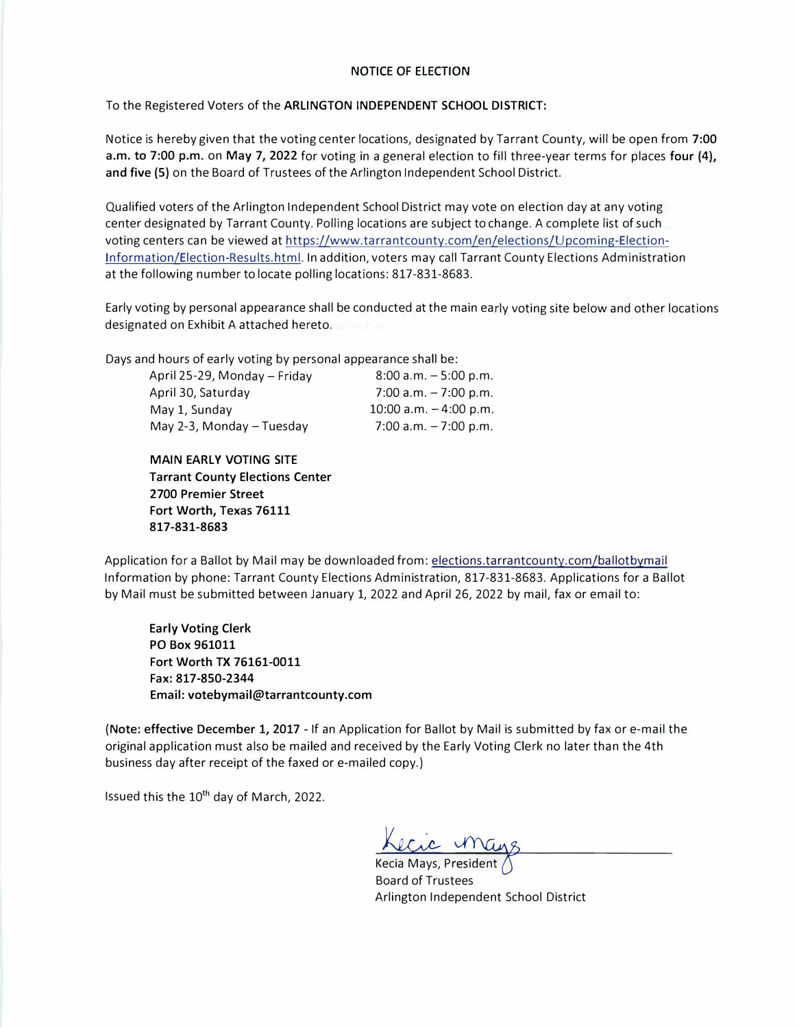# NOTICE OF ELECTION

To the Registered Voters of the **ARLINGTON INDEPENDENT SCHOOL DISTRICT:**

Notice is hereby given that the voting center locations, designated by Tarrant County, will be open from **7:00 a.m. to 7:00 p.m.** on **May 7, 2022** for voting in a general election to fill three-year terms for places **four (4), and five (5)** on the Board of Trustees of the Arlington Independent School District.

Qualified voters of the Arlington Independent School District may vote on election day at any voting center designated by Tarrant County. Polling locations are subject to change. A complete list of such voting centers can be viewed at https://www.tarrantcounty.com/en/elections/Upcoming-Election-Information/Election-Results.html. In addition, voters may call Tarrant County Elections Administration at the following number to locate polling locations: 817-831-8683.

Early voting by personal appearance shall be conducted at the main early voting site below and other locations designated on Exhibit A attached hereto.

Days and hours of early voting by personal appearance shall be:

| | |
|---|---|
| April 25-29, Monday – Friday | 8:00 a.m. – 5:00 p.m. |
| April 30, Saturday | 7:00 a.m. – 7:00 p.m. |
| May 1, Sunday | 10:00 a.m. – 4:00 p.m. |
| May 2-3, Monday – Tuesday | 7:00 a.m. – 7:00 p.m. |

**MAIN EARLY VOTING SITE**
**Tarrant County Elections Center**
**2700 Premier Street**
**Fort Worth, Texas 76111**
**817-831-8683**

Application for a Ballot by Mail may be downloaded from: elections.tarrantcounty.com/ballotbymail
Information by phone: Tarrant County Elections Administration, 817-831-8683. Applications for a Ballot by Mail must be submitted between January 1, 2022 and April 26, 2022 by mail, fax or email to:

**Early Voting Clerk**
**PO Box 961011**
**Fort Worth TX 76161-0011**
**Fax: 817-850-2344**
**Email: votebymail@tarrantcounty.com**

(**Note: effective December 1, 2017** - If an Application for Ballot by Mail is submitted by fax or e-mail the original application must also be mailed and received by the Early Voting Clerk no later than the 4th business day after receipt of the faxed or e-mailed copy.)

Issued this the 10th day of March, 2022.

Kecia Mays
Kecia Mays, President
Board of Trustees
Arlington Independent School District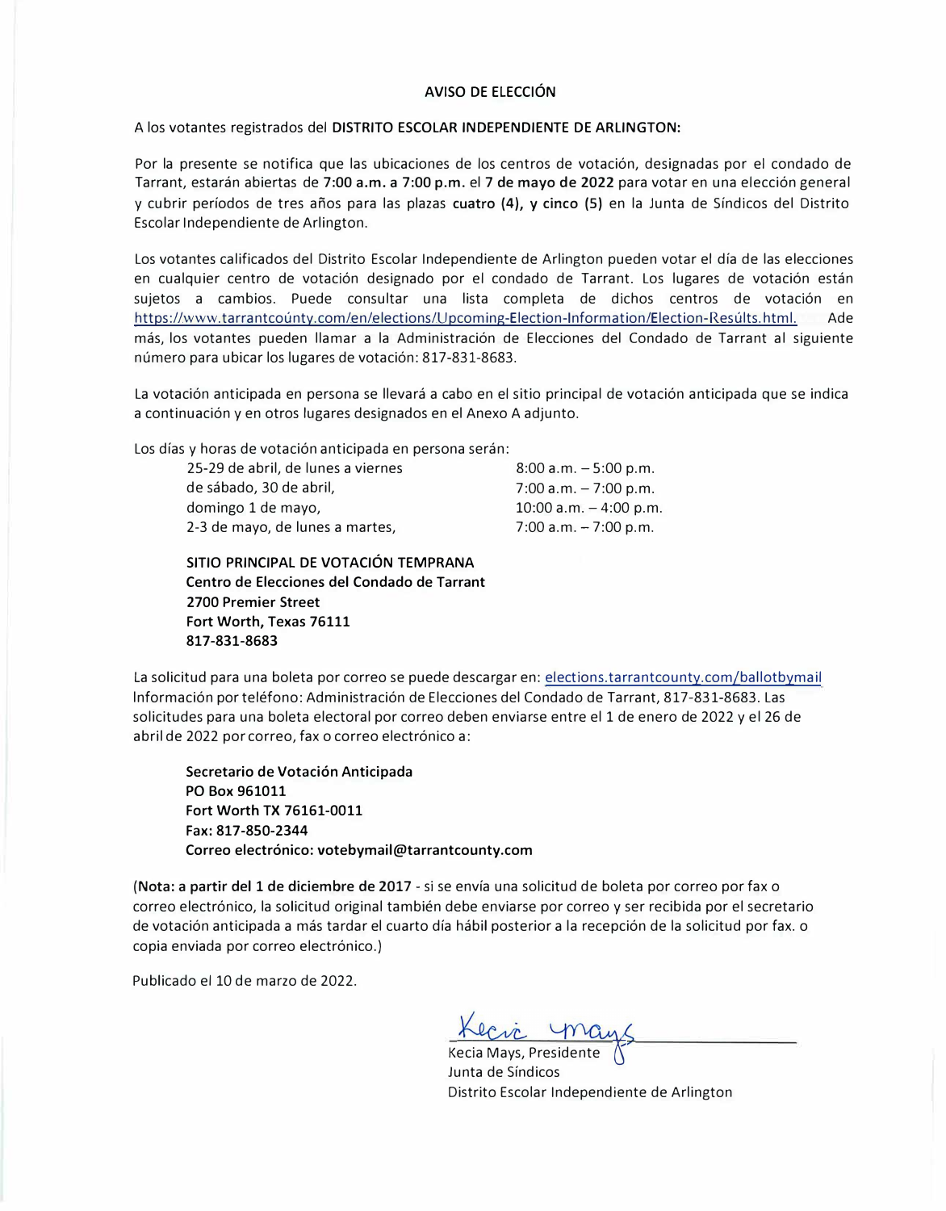# AVISO DE ELECCIÓN

A los votantes registrados del **DISTRITO ESCOLAR INDEPENDIENTE DE ARLINGTON:**

Por la presente se notifica que las ubicaciones de los centros de votación, designadas por el condado de Tarrant, estarán abiertas de **7:00 a.m. a 7:00 p.m.** el **7 de mayo de 2022** para votar en una elección general y cubrir períodos de tres años para las plazas **cuatro (4), y cinco (5)** en la Junta de Síndicos del Distrito Escolar Independiente de Arlington.

Los votantes calificados del Distrito Escolar Independiente de Arlington pueden votar el día de las elecciones en cualquier centro de votación designado por el condado de Tarrant. Los lugares de votación están sujetos a cambios. Puede consultar una lista completa de dichos centros de votación en https://www.tarrantcoúnty.com/en/elections/Upcoming-Election-Information/Election-Resúlts.html. Además, los votantes pueden llamar a la Administración de Elecciones del Condado de Tarrant al siguiente número para ubicar los lugares de votación: 817-831-8683.

La votación anticipada en persona se llevará a cabo en el sitio principal de votación anticipada que se indica a continuación y en otros lugares designados en el Anexo A adjunto.

Los días y horas de votación anticipada en persona serán:

| | |
|---|---|
| 25-29 de abril, de lunes a viernes | 8:00 a.m. – 5:00 p.m. |
| de sábado, 30 de abril, | 7:00 a.m. – 7:00 p.m. |
| domingo 1 de mayo, | 10:00 a.m. – 4:00 p.m. |
| 2-3 de mayo, de lunes a martes, | 7:00 a.m. – 7:00 p.m. |

**SITIO PRINCIPAL DE VOTACIÓN TEMPRANA**
**Centro de Elecciones del Condado de Tarrant**
**2700 Premier Street**
**Fort Worth, Texas 76111**
**817-831-8683**

La solicitud para una boleta por correo se puede descargar en: elections.tarrantcounty.com/ballotbymail Información por teléfono: Administración de Elecciones del Condado de Tarrant, 817-831-8683. Las solicitudes para una boleta electoral por correo deben enviarse entre el 1 de enero de 2022 y el 26 de abril de 2022 por correo, fax o correo electrónico a:

**Secretario de Votación Anticipada**
**PO Box 961011**
**Fort Worth TX 76161-0011**
**Fax: 817-850-2344**
**Correo electrónico: votebymail@tarrantcounty.com**

(**Nota: a partir del 1 de diciembre de 2017** - si se envía una solicitud de boleta por correo por fax o correo electrónico, la solicitud original también debe enviarse por correo y ser recibida por el secretario de votación anticipada a más tardar el cuarto día hábil posterior a la recepción de la solicitud por fax. o copia enviada por correo electrónico.)

Publicado el 10 de marzo de 2022.

Kecia Mays, Presidente
Junta de Síndicos
Distrito Escolar Independiente de Arlington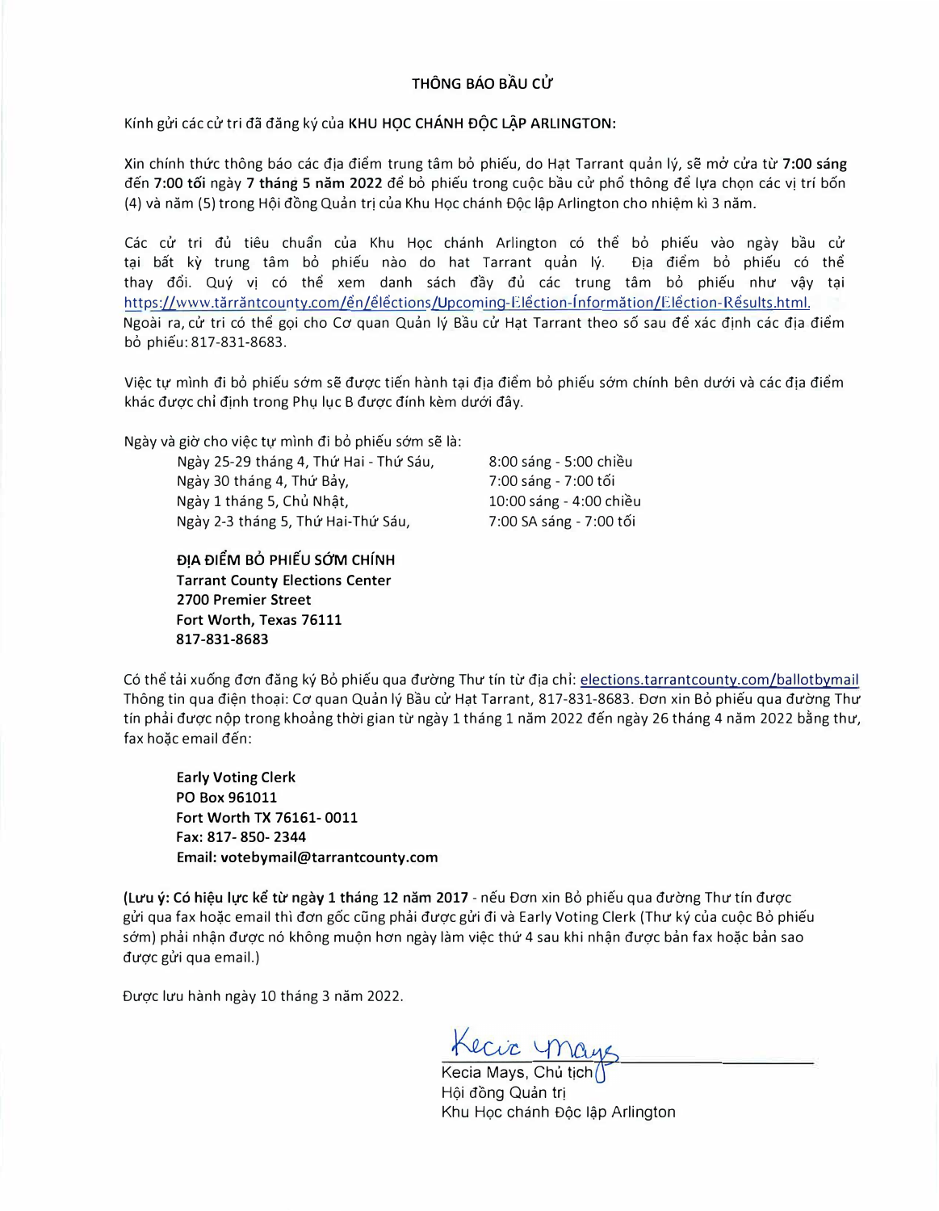# THÔNG BÁO BẦU CỬ

Kính gửi các cử tri đã đăng ký của **KHU HỌC CHÁNH ĐỘC LẬP ARLINGTON:**

Xin chính thức thông báo các địa điểm trung tâm bỏ phiếu, do Hạt Tarrant quản lý, sẽ mở cửa từ **7:00 sáng** đến **7:00 tối** ngày **7 tháng 5 năm 2022** để bỏ phiếu trong cuộc bầu cử phổ thông để lựa chọn các vị trí bốn (4) và năm (5) trong Hội đồng Quản trị của Khu Học chánh Độc lập Arlington cho nhiệm kì 3 năm.

Các cử tri đủ tiêu chuẩn của Khu Học chánh Arlington có thể bỏ phiếu vào ngày bầu cử tại bất kỳ trung tâm bỏ phiếu nào do hat Tarrant quản lý. Địa điểm bỏ phiếu có thể thay đổi. Quý vị có thể xem danh sách đầy đủ các trung tâm bỏ phiếu như vậy tại https://www.tarrantcounty.com/en/elections/Upcoming-Election-Information/Election-Results.html. Ngoài ra, cử tri có thể gọi cho Cơ quan Quản lý Bầu cử Hạt Tarrant theo số sau để xác định các địa điểm bỏ phiếu: 817-831-8683.

Việc tự mình đi bỏ phiếu sớm sẽ được tiến hành tại địa điểm bỏ phiếu sớm chính bên dưới và các địa điểm khác được chỉ định trong Phụ lục B được đính kèm dưới đây.

Ngày và giờ cho việc tự mình đi bỏ phiếu sớm sẽ là:

| | |
|---|---|
| Ngày 25-29 tháng 4, Thứ Hai - Thứ Sáu, | 8:00 sáng - 5:00 chiều |
| Ngày 30 tháng 4, Thứ Bảy, | 7:00 sáng - 7:00 tối |
| Ngày 1 tháng 5, Chủ Nhật, | 10:00 sáng - 4:00 chiều |
| Ngày 2-3 tháng 5, Thứ Hai-Thứ Sáu, | 7:00 SA sáng - 7:00 tối |

**ĐỊA ĐIỂM BỎ PHIẾU SỚM CHÍNH**
**Tarrant County Elections Center**
**2700 Premier Street**
**Fort Worth, Texas 76111**
**817-831-8683**

Có thể tải xuống đơn đăng ký Bỏ phiếu qua đường Thư tín từ địa chỉ: elections.tarrantcounty.com/ballotbymail Thông tin qua điện thoại: Cơ quan Quản lý Bầu cử Hạt Tarrant, 817-831-8683. Đơn xin Bỏ phiếu qua đường Thư tín phải được nộp trong khoảng thời gian từ ngày 1 tháng 1 năm 2022 đến ngày 26 tháng 4 năm 2022 bằng thư, fax hoặc email đến:

**Early Voting Clerk**
**PO Box 961011**
**Fort Worth TX 76161- 0011**
**Fax: 817- 850- 2344**
**Email: votebymail@tarrantcounty.com**

**(Lưu ý: Có hiệu lực kể từ ngày 1 tháng 12 năm 2017** - nếu Đơn xin Bỏ phiếu qua đường Thư tín được gửi qua fax hoặc email thì đơn gốc cũng phải được gửi đi và Early Voting Clerk (Thư ký của cuộc Bỏ phiếu sớm) phải nhận được nó không muộn hơn ngày làm việc thứ 4 sau khi nhận được bản fax hoặc bản sao được gửi qua email.)

Được lưu hành ngày 10 tháng 3 năm 2022.

Kecia Mays, Chủ tịch
Hội đồng Quản trị
Khu Học chánh Độc lập Arlington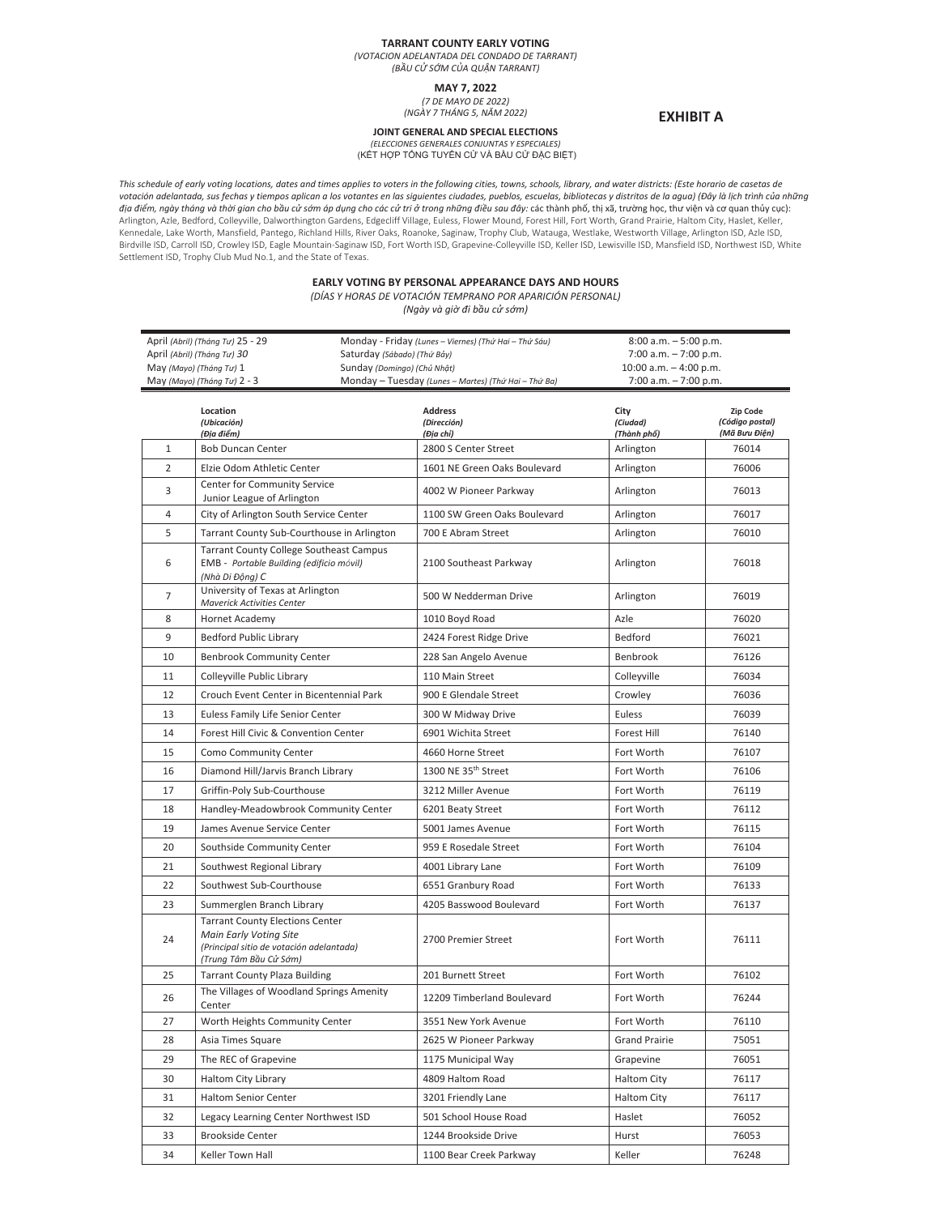**EXHIBIT A**

# TARRANT COUNTY EARLY VOTING

*(VOTACION ADELANTADA DEL CONDADO DE TARRANT)*
*(BẦU CỬ SỚM CỦA QUẬN TARRANT)*

## MAY 7, 2022

*(7 DE MAYO DE 2022)*
*(NGÀY 7 THÁNG 5, NĂM 2022)*

## JOINT GENERAL AND SPECIAL ELECTIONS

*(ELECCIONES GENERALES CONJUNTAS Y ESPECIALES)*
(KẾT HỢP TỔNG TUYỂN CỬ VÀ BẦU CỬ ĐẶC BIỆT)

*This schedule of early voting locations, dates and times applies to voters in the following cities, towns, schools, library, and water districts: (Este horario de casetas de votación adelantada, sus fechas y tiempos aplican a los votantes en las siguientes ciudades, pueblos, escuelas, bibliotecas y distritos de la agua) (Đây là lịch trình của những địa điểm, ngày tháng và thời gian cho bầu cử sớm áp dụng cho các cử tri ở trong những điều sau đây:* các thành phố, thị xã, trường học, thư viện và cơ quan thủy cục): Arlington, Azle, Bedford, Colleyville, Dalworthington Gardens, Edgecliff Village, Euless, Flower Mound, Forest Hill, Fort Worth, Grand Prairie, Haltom City, Haslet, Keller, Kennedale, Lake Worth, Mansfield, Pantego, Richland Hills, River Oaks, Roanoke, Saginaw, Trophy Club, Watauga, Westlake, Westworth Village, Arlington ISD, Azle ISD, Birdville ISD, Carroll ISD, Crowley ISD, Eagle Mountain-Saginaw ISD, Fort Worth ISD, Grapevine-Colleyville ISD, Keller ISD, Lewisville ISD, Mansfield ISD, Northwest ISD, White Settlement ISD, Trophy Club Mud No.1, and the State of Texas.

### EARLY VOTING BY PERSONAL APPEARANCE DAYS AND HOURS

*(DÍAS Y HORAS DE VOTACIÓN TEMPRANO POR APARICIÓN PERSONAL)*
*(Ngày và giờ đi bầu cử sớm)*

| | | |
|---|---|---|
| April *(Abril) (Tháng Tư)* 25 - 29 | Monday - Friday *(Lunes – Viernes) (Thứ Hai – Thứ Sáu)* | 8:00 a.m. – 5:00 p.m. |
| April *(Abril) (Tháng Tư) 30* | Saturday *(Sábado) (Thứ Bảy)* | 7:00 a.m. – 7:00 p.m. |
| May *(Mayo) (Tháng Tư)* 1 | Sunday *(Domingo) (Chủ Nhật)* | 10:00 a.m. – 4:00 p.m. |
| May *(Mayo) (Tháng Tư)* 2 - 3 | Monday – Tuesday *(Lunes – Martes) (Thứ Hai – Thứ Ba)* | 7:00 a.m. – 7:00 p.m. |

| | Location *(Ubicación)* *(Địa điểm)* | Address *(Dirección)* *(Địa chỉ)* | City *(Ciudad)* *(Thành phố)* | Zip Code *(Código postal)* *(Mã Bưu Điện)* |
|---|---|---|---|---|
| 1 | Bob Duncan Center | 2800 S Center Street | Arlington | 76014 |
| 2 | Elzie Odom Athletic Center | 1601 NE Green Oaks Boulevard | Arlington | 76006 |
| 3 | Center for Community Service Junior League of Arlington | 4002 W Pioneer Parkway | Arlington | 76013 |
| 4 | City of Arlington South Service Center | 1100 SW Green Oaks Boulevard | Arlington | 76017 |
| 5 | Tarrant County Sub-Courthouse in Arlington | 700 E Abram Street | Arlington | 76010 |
| 6 | Tarrant County College Southeast Campus EMB - *Portable Building (edificio móvil) (Nhà Di Động) C* | 2100 Southeast Parkway | Arlington | 76018 |
| 7 | University of Texas at Arlington *Maverick Activities Center* | 500 W Nedderman Drive | Arlington | 76019 |
| 8 | Hornet Academy | 1010 Boyd Road | Azle | 76020 |
| 9 | Bedford Public Library | 2424 Forest Ridge Drive | Bedford | 76021 |
| 10 | Benbrook Community Center | 228 San Angelo Avenue | Benbrook | 76126 |
| 11 | Colleyville Public Library | 110 Main Street | Colleyville | 76034 |
| 12 | Crouch Event Center in Bicentennial Park | 900 E Glendale Street | Crowley | 76036 |
| 13 | Euless Family Life Senior Center | 300 W Midway Drive | Euless | 76039 |
| 14 | Forest Hill Civic & Convention Center | 6901 Wichita Street | Forest Hill | 76140 |
| 15 | Como Community Center | 4660 Horne Street | Fort Worth | 76107 |
| 16 | Diamond Hill/Jarvis Branch Library | 1300 NE 35th Street | Fort Worth | 76106 |
| 17 | Griffin-Poly Sub-Courthouse | 3212 Miller Avenue | Fort Worth | 76119 |
| 18 | Handley-Meadowbrook Community Center | 6201 Beaty Street | Fort Worth | 76112 |
| 19 | James Avenue Service Center | 5001 James Avenue | Fort Worth | 76115 |
| 20 | Southside Community Center | 959 E Rosedale Street | Fort Worth | 76104 |
| 21 | Southwest Regional Library | 4001 Library Lane | Fort Worth | 76109 |
| 22 | Southwest Sub-Courthouse | 6551 Granbury Road | Fort Worth | 76133 |
| 23 | Summerglen Branch Library | 4205 Basswood Boulevard | Fort Worth | 76137 |
| 24 | Tarrant County Elections Center *Main Early Voting Site* *(Principal sitio de votación adelantada)* *(Trung Tâm Bầu Cử Sớm)* | 2700 Premier Street | Fort Worth | 76111 |
| 25 | Tarrant County Plaza Building | 201 Burnett Street | Fort Worth | 76102 |
| 26 | The Villages of Woodland Springs Amenity Center | 12209 Timberland Boulevard | Fort Worth | 76244 |
| 27 | Worth Heights Community Center | 3551 New York Avenue | Fort Worth | 76110 |
| 28 | Asia Times Square | 2625 W Pioneer Parkway | Grand Prairie | 75051 |
| 29 | The REC of Grapevine | 1175 Municipal Way | Grapevine | 76051 |
| 30 | Haltom City Library | 4809 Haltom Road | Haltom City | 76117 |
| 31 | Haltom Senior Center | 3201 Friendly Lane | Haltom City | 76117 |
| 32 | Legacy Learning Center Northwest ISD | 501 School House Road | Haslet | 76052 |
| 33 | Brookside Center | 1244 Brookside Drive | Hurst | 76053 |
| 34 | Keller Town Hall | 1100 Bear Creek Parkway | Keller | 76248 |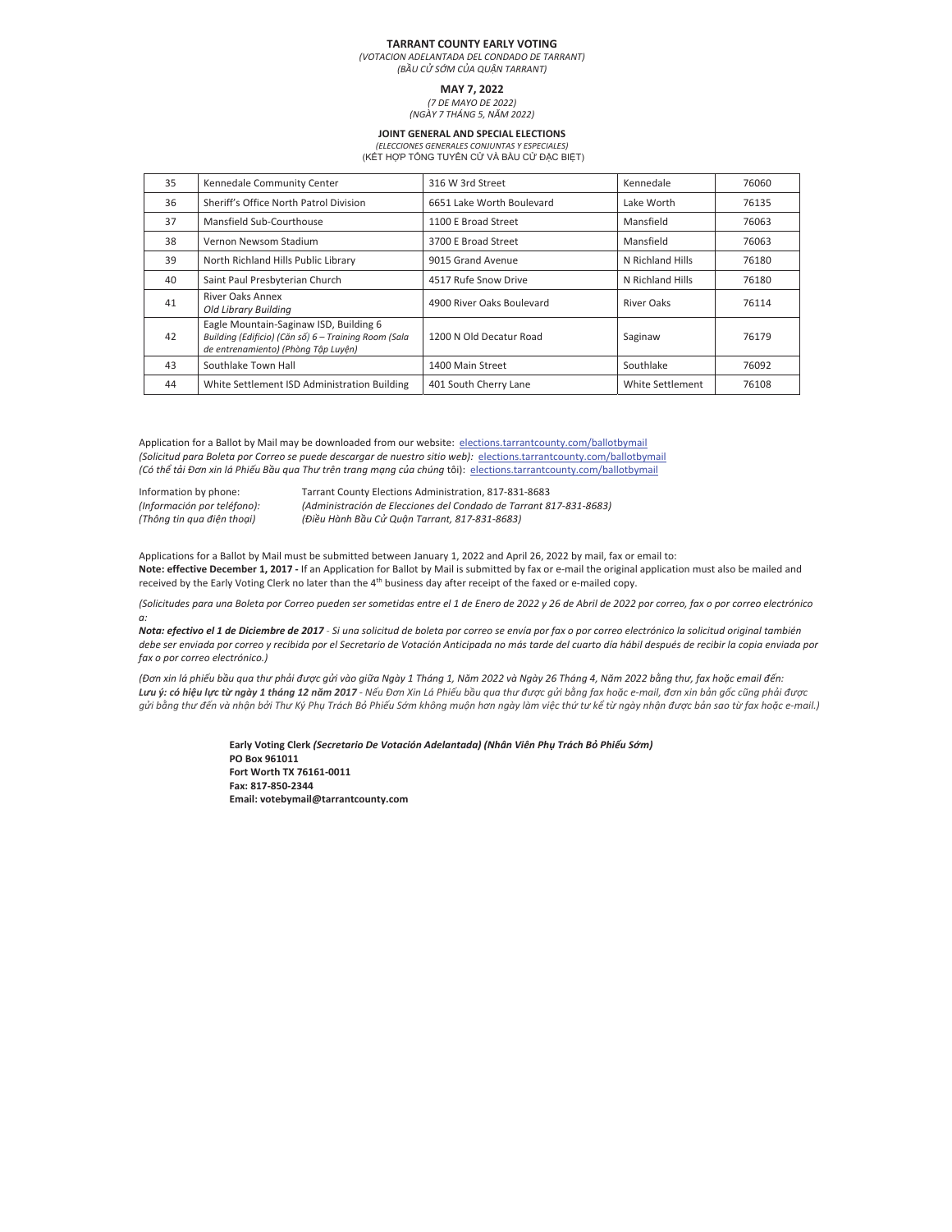**TARRANT COUNTY EARLY VOTING**
*(VOTACION ADELANTADA DEL CONDADO DE TARRANT)*
*(BẦU CỬ SỚM CỦA QUẬN TARRANT)*

**MAY 7, 2022**
*(7 DE MAYO DE 2022)*
*(NGÀY 7 THÁNG 5, NĂM 2022)*

**JOINT GENERAL AND SPECIAL ELECTIONS**
*(ELECCIONES GENERALES CONJUNTAS Y ESPECIALES)*
(KẾT HỢP TỔNG TUYỂN CỬ VÀ BẦU CỬ ĐẶC BIỆT)

| | | | | |
|---|---|---|---|---|
| 35 | Kennedale Community Center | 316 W 3rd Street | Kennedale | 76060 |
| 36 | Sheriff's Office North Patrol Division | 6651 Lake Worth Boulevard | Lake Worth | 76135 |
| 37 | Mansfield Sub-Courthouse | 1100 E Broad Street | Mansfield | 76063 |
| 38 | Vernon Newsom Stadium | 3700 E Broad Street | Mansfield | 76063 |
| 39 | North Richland Hills Public Library | 9015 Grand Avenue | N Richland Hills | 76180 |
| 40 | Saint Paul Presbyterian Church | 4517 Rufe Snow Drive | N Richland Hills | 76180 |
| 41 | River Oaks Annex *Old Library Building* | 4900 River Oaks Boulevard | River Oaks | 76114 |
| 42 | Eagle Mountain-Saginaw ISD, Building 6 *Building (Edificio) (Căn số) 6 – Training Room (Sala de entrenamiento) (Phòng Tập Luyện)* | 1200 N Old Decatur Road | Saginaw | 76179 |
| 43 | Southlake Town Hall | 1400 Main Street | Southlake | 76092 |
| 44 | White Settlement ISD Administration Building | 401 South Cherry Lane | White Settlement | 76108 |

Application for a Ballot by Mail may be downloaded from our website: elections.tarrantcounty.com/ballotbymail
*(Solicitud para Boleta por Correo se puede descargar de nuestro sitio web):* elections.tarrantcounty.com/ballotbymail
*(Có thể tải Đơn xin lá Phiếu Bầu qua Thư trên trang mạng của chúng tôi):* elections.tarrantcounty.com/ballotbymail

Information by phone: Tarrant County Elections Administration, 817-831-8683
*(Información por teléfono): (Administración de Elecciones del Condado de Tarrant 817-831-8683)*
*(Thông tin qua điện thoại) (Điều Hành Bầu Cử Quận Tarrant, 817-831-8683)*

Applications for a Ballot by Mail must be submitted between January 1, 2022 and April 26, 2022 by mail, fax or email to:
**Note: effective December 1, 2017 -** If an Application for Ballot by Mail is submitted by fax or e-mail the original application must also be mailed and received by the Early Voting Clerk no later than the 4th business day after receipt of the faxed or e-mailed copy.

*(Solicitudes para una Boleta por Correo pueden ser sometidas entre el 1 de Enero de 2022 y 26 de Abril de 2022 por correo, fax o por correo electrónico a:*
***Nota: efectivo el 1 de Diciembre de 2017** - Si una solicitud de boleta por correo se envía por fax o por correo electrónico la solicitud original también debe ser enviada por correo y recibida por el Secretario de Votación Anticipada no más tarde del cuarto día hábil después de recibir la copia enviada por fax o por correo electrónico.)*

*(Đơn xin lá phiếu bầu qua thư phải được gửi vào giữa Ngày 1 Tháng 1, Năm 2022 và Ngày 26 Tháng 4, Năm 2022 bằng thư, fax hoặc email đến:*
***Lưu ý: có hiệu lực từ ngày 1 tháng 12 năm 2017** - Nếu Đơn Xin Lá Phiếu bầu qua thư được gửi bằng fax hoặc e-mail, đơn xin bản gốc cũng phải được gửi bằng thư đến và nhận bởi Thư Ký Phụ Trách Bỏ Phiếu Sớm không muộn hơn ngày làm việc thứ tư kể từ ngày nhận được bản sao từ fax hoặc e-mail.)*

**Early Voting Clerk *(Secretario De Votación Adelantada) (Nhân Viên Phụ Trách Bỏ Phiếu Sớm)***
**PO Box 961011**
**Fort Worth TX 76161-0011**
**Fax: 817-850-2344**
**Email: votebymail@tarrantcounty.com**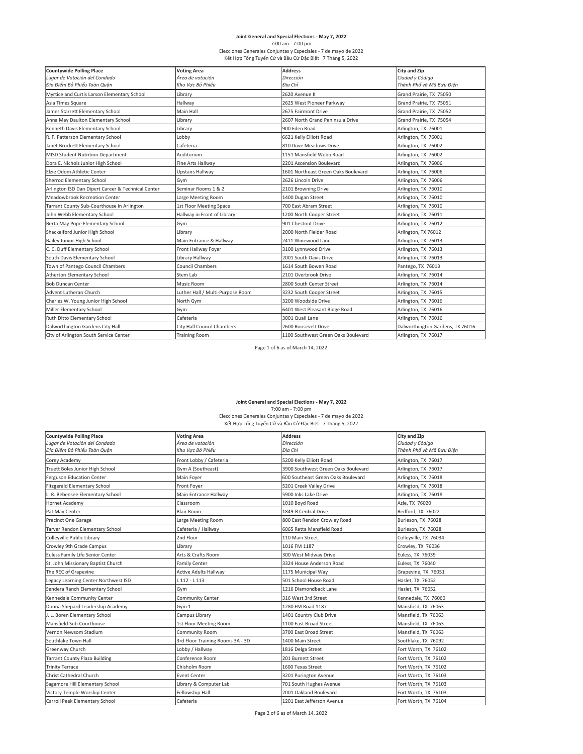**Joint General and Special Elections - May 7, 2022**

7:00 am - 7:00 pm

Elecciones Generales Conjuntas y Especiales - 7 de mayo de 2022

Kết Hợp Tổng Tuyển Cử và Bầu Cử Đặc Biệt 7 Tháng 5, 2022

| **Countywide Polling Place**<br>*Lugar de Votación del Condado*<br>*Địa Điểm Bỏ Phiếu Toàn Quận* | **Voting Area**<br>*Área de votación*<br>*Khu Vực Bỏ Phiếu* | **Address**<br>*Dirección*<br>*Địa Chỉ* | **City and Zip**<br>*Ciudad y Código*<br>*Thành Phố và Mã Bưu Điện* |
|---|---|---|---|
| Myrtice and Curtis Larson Elementary School | Library | 2620 Avenue K | Grand Prairie, TX 75050 |
| Asia Times Square | Hallway | 2625 West Pioneer Parkway | Grand Prairie, TX 75051 |
| James Starrett Elementary School | Main Hall | 2675 Fairmont Drive | Grand Prairie, TX 75052 |
| Anna May Daulton Elementary School | Library | 2607 North Grand Peninsula Drive | Grand Prairie, TX 75054 |
| Kenneth Davis Elementary School | Library | 900 Eden Road | Arlington, TX 76001 |
| R. F. Patterson Elementary School | Lobby | 6621 Kelly Elliott Road | Arlington, TX 76001 |
| Janet Brockett Elementary School | Cafeteria | 810 Dove Meadows Drive | Arlington, TX 76002 |
| MISD Student Nutrition Department | Auditorium | 1151 Mansfield Webb Road | Arlington, TX 76002 |
| Dora E. Nichols Junior High School | Fine Arts Hallway | 2201 Ascension Boulevard | Arlington, TX 76006 |
| Elzie Odom Athletic Center | Upstairs Hallway | 1601 Northeast Green Oaks Boulevard | Arlington, TX 76006 |
| Sherrod Elementary School | Gym | 2626 Lincoln Drive | Arlington, TX 76006 |
| Arlington ISD Dan Dipert Career & Technical Center | Seminar Rooms 1 & 2 | 2101 Browning Drive | Arlington, TX 76010 |
| Meadowbrook Recreation Center | Large Meeting Room | 1400 Dugan Street | Arlington, TX 76010 |
| Tarrant County Sub-Courthouse in Arlington | 1st Floor Meeting Space | 700 East Abram Street | Arlington, TX 76010 |
| John Webb Elementary School | Hallway in Front of Library | 1200 North Cooper Street | Arlington, TX 76011 |
| Berta May Pope Elementary School | Gym | 901 Chestnut Drive | Arlington, TX 76012 |
| Shackelford Junior High School | Library | 2000 North Fielder Road | Arlington, TX 76012 |
| Bailey Junior High School | Main Entrance & Hallway | 2411 Winewood Lane | Arlington, TX 76013 |
| C. C. Duff Elementary School | Front Hallway Foyer | 3100 Lynnwood Drive | Arlington, TX 76013 |
| South Davis Elementary School | Library Hallway | 2001 South Davis Drive | Arlington, TX 76013 |
| Town of Pantego Council Chambers | Council Chambers | 1614 South Bowen Road | Pantego, TX 76013 |
| Atherton Elementary School | Stem Lab | 2101 Overbrook Drive | Arlington, TX 76014 |
| Bob Duncan Center | Music Room | 2800 South Center Street | Arlington, TX 76014 |
| Advent Lutheran Church | Luther Hall / Multi-Purpose Room | 3232 South Cooper Street | Arlington, TX 76015 |
| Charles W. Young Junior High School | North Gym | 3200 Woodside Drive | Arlington, TX 76016 |
| Miller Elementary School | Gym | 6401 West Pleasant Ridge Road | Arlington, TX 76016 |
| Ruth Ditto Elementary School | Cafeteria | 3001 Quail Lane | Arlington, TX 76016 |
| Dalworthington Gardens City Hall | City Hall Council Chambers | 2600 Roosevelt Drive | Dalworthington Gardens, TX 76016 |
| City of Arlington South Service Center | Training Room | 1100 Southwest Green Oaks Boulevard | Arlington, TX 76017 |

**Joint General and Special Elections - May 7, 2022**

7:00 am - 7:00 pm

Elecciones Generales Conjuntas y Especiales - 7 de mayo de 2022

Kết Hợp Tổng Tuyển Cử và Bầu Cử Đặc Biệt 7 Tháng 5, 2022

| **Countywide Polling Place**<br>*Lugar de Votación del Condado*<br>*Địa Điểm Bỏ Phiếu Toàn Quận* | **Voting Area**<br>*Área de votación*<br>*Khu Vực Bỏ Phiếu* | **Address**<br>*Dirección*<br>*Địa Chỉ* | **City and Zip**<br>*Ciudad y Código*<br>*Thành Phố và Mã Bưu Điện* |
|---|---|---|---|
| Corey Academy | Front Lobby / Cafeteria | 5200 Kelly Elliott Road | Arlington, TX 76017 |
| Truett Boles Junior High School | Gym A (Southeast) | 3900 Southwest Green Oaks Boulevard | Arlington, TX 76017 |
| Ferguson Education Center | Main Foyer | 600 Southeast Green Oaks Boulevard | Arlington, TX 76018 |
| Fitzgerald Elementary School | Front Foyer | 5201 Creek Valley Drive | Arlington, TX 76018 |
| L. R. Bebensee Elementary School | Main Entrance Hallway | 5900 Inks Lake Drive | Arlington, TX 76018 |
| Hornet Academy | Classroom | 1010 Boyd Road | Azle, TX 76020 |
| Pat May Center | Blair Room | 1849-B Central Drive | Bedford, TX 76022 |
| Precinct One Garage | Large Meeting Room | 800 East Rendon Crowley Road | Burleson, TX 76028 |
| Tarver Rendon Elementary School | Cafeteria / Hallway | 6065 Retta Mansfield Road | Burleson, TX 76028 |
| Colleyville Public Library | 2nd Floor | 110 Main Street | Colleyville, TX 76034 |
| Crowley 9th Grade Campus | Library | 1016 FM 1187 | Crowley, TX 76036 |
| Euless Family Life Senior Center | Arts & Crafts Room | 300 West Midway Drive | Euless, TX 76039 |
| St. John Missionary Baptist Church | Family Center | 3324 House Anderson Road | Euless, TX 76040 |
| The REC of Grapevine | Active Adults Hallway | 1175 Municipal Way | Grapevine, TX 76051 |
| Legacy Learning Center Northwest ISD | L 112 - L 113 | 501 School House Road | Haslet, TX 76052 |
| Sendera Ranch Elementary School | Gym | 1216 Diamondback Lane | Haslet, TX 76052 |
| Kennedale Community Center | Community Center | 316 West 3rd Street | Kennedale, TX 76060 |
| Donna Shepard Leadership Academy | Gym 1 | 1280 FM Road 1187 | Mansfield, TX 76063 |
| J. L. Boren Elementary School | Campus Library | 1401 Country Club Drive | Mansfield, TX 76063 |
| Mansfield Sub-Courthouse | 1st Floor Meeting Room | 1100 East Broad Street | Mansfield, TX 76063 |
| Vernon Newsom Stadium | Community Room | 3700 East Broad Street | Mansfield, TX 76063 |
| Southlake Town Hall | 3rd Floor Training Rooms 3A - 3D | 1400 Main Street | Southlake, TX 76092 |
| Greenway Church | Lobby / Hallway | 1816 Delga Street | Fort Worth, TX 76102 |
| Tarrant County Plaza Building | Conference Room | 201 Burnett Street | Fort Worth, TX 76102 |
| Trinity Terrace | Chisholm Room | 1600 Texas Street | Fort Worth, TX 76102 |
| Christ Cathedral Church | Event Center | 3201 Purington Avenue | Fort Worth, TX 76103 |
| Sagamore Hill Elementary School | Library & Computer Lab | 701 South Hughes Avenue | Fort Worth, TX 76103 |
| Victory Temple Worship Center | Fellowship Hall | 2001 Oakland Boulevard | Fort Worth, TX 76103 |
| Carroll Peak Elementary School | Cafeteria | 1201 East Jefferson Avenue | Fort Worth, TX 76104 |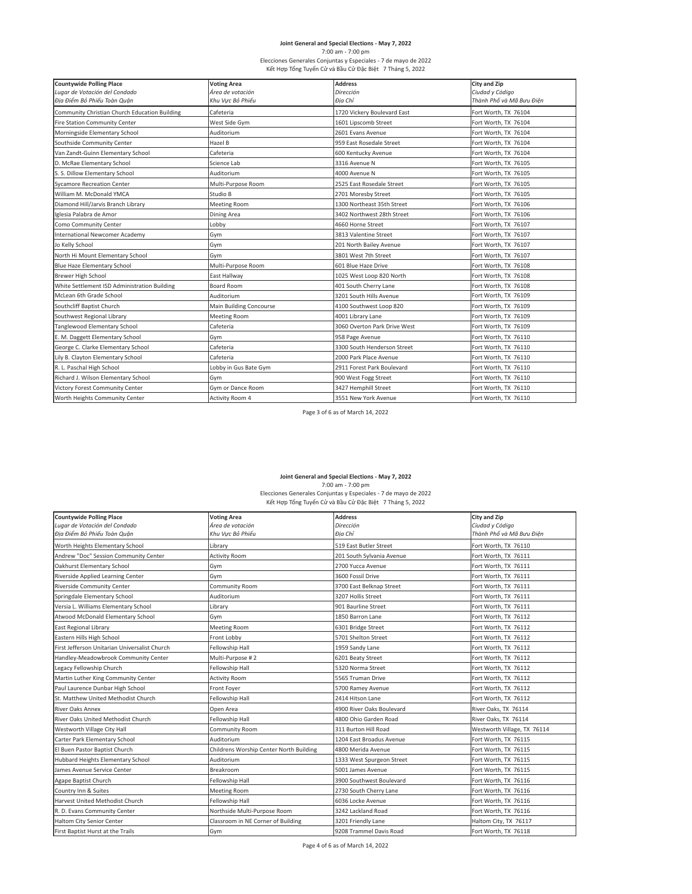**Joint General and Special Elections - May 7, 2022**

7:00 am - 7:00 pm

Elecciones Generales Conjuntas y Especiales - 7 de mayo de 2022

Kết Hợp Tổng Tuyển Cử và Bầu Cử Đặc Biệt 7 Tháng 5, 2022

| **Countywide Polling Place**<br>*Lugar de Votación del Condado*<br>*Địa Điểm Bỏ Phiếu Toàn Quận* | **Voting Area**<br>*Área de votación*<br>*Khu Vực Bỏ Phiếu* | **Address**<br>*Dirección*<br>*Địa Chỉ* | **City and Zip**<br>*Ciudad y Código*<br>*Thành Phố và Mã Bưu Điện* |
|---|---|---|---|
| Community Christian Church Education Building | Cafeteria | 1720 Vickery Boulevard East | Fort Worth, TX 76104 |
| Fire Station Community Center | West Side Gym | 1601 Lipscomb Street | Fort Worth, TX 76104 |
| Morningside Elementary School | Auditorium | 2601 Evans Avenue | Fort Worth, TX 76104 |
| Southside Community Center | Hazel B | 959 East Rosedale Street | Fort Worth, TX 76104 |
| Van Zandt-Guinn Elementary School | Cafeteria | 600 Kentucky Avenue | Fort Worth, TX 76104 |
| D. McRae Elementary School | Science Lab | 3316 Avenue N | Fort Worth, TX 76105 |
| S. S. Dillow Elementary School | Auditorium | 4000 Avenue N | Fort Worth, TX 76105 |
| Sycamore Recreation Center | Multi-Purpose Room | 2525 East Rosedale Street | Fort Worth, TX 76105 |
| William M. McDonald YMCA | Studio B | 2701 Moresby Street | Fort Worth, TX 76105 |
| Diamond Hill/Jarvis Branch Library | Meeting Room | 1300 Northeast 35th Street | Fort Worth, TX 76106 |
| Iglesia Palabra de Amor | Dining Area | 3402 Northwest 28th Street | Fort Worth, TX 76106 |
| Como Community Center | Lobby | 4660 Horne Street | Fort Worth, TX 76107 |
| International Newcomer Academy | Gym | 3813 Valentine Street | Fort Worth, TX 76107 |
| Jo Kelly School | Gym | 201 North Bailey Avenue | Fort Worth, TX 76107 |
| North Hi Mount Elementary School | Gym | 3801 West 7th Street | Fort Worth, TX 76107 |
| Blue Haze Elementary School | Multi-Purpose Room | 601 Blue Haze Drive | Fort Worth, TX 76108 |
| Brewer High School | East Hallway | 1025 West Loop 820 North | Fort Worth, TX 76108 |
| White Settlement ISD Administration Building | Board Room | 401 South Cherry Lane | Fort Worth, TX 76108 |
| McLean 6th Grade School | Auditorium | 3201 South Hills Avenue | Fort Worth, TX 76109 |
| Southcliff Baptist Church | Main Building Concourse | 4100 Southwest Loop 820 | Fort Worth, TX 76109 |
| Southwest Regional Library | Meeting Room | 4001 Library Lane | Fort Worth, TX 76109 |
| Tanglewood Elementary School | Cafeteria | 3060 Overton Park Drive West | Fort Worth, TX 76109 |
| E. M. Daggett Elementary School | Gym | 958 Page Avenue | Fort Worth, TX 76110 |
| George C. Clarke Elementary School | Cafeteria | 3300 South Henderson Street | Fort Worth, TX 76110 |
| Lily B. Clayton Elementary School | Cafeteria | 2000 Park Place Avenue | Fort Worth, TX 76110 |
| R. L. Paschal High School | Lobby in Gus Bate Gym | 2911 Forest Park Boulevard | Fort Worth, TX 76110 |
| Richard J. Wilson Elementary School | Gym | 900 West Fogg Street | Fort Worth, TX 76110 |
| Victory Forest Community Center | Gym or Dance Room | 3427 Hemphill Street | Fort Worth, TX 76110 |
| Worth Heights Community Center | Activity Room 4 | 3551 New York Avenue | Fort Worth, TX 76110 |

Page 3 of 6 as of March 14, 2022

**Joint General and Special Elections - May 7, 2022**

7:00 am - 7:00 pm

Elecciones Generales Conjuntas y Especiales - 7 de mayo de 2022

Kết Hợp Tổng Tuyển Cử và Bầu Cử Đặc Biệt 7 Tháng 5, 2022

| **Countywide Polling Place**<br>*Lugar de Votación del Condado*<br>*Địa Điểm Bỏ Phiếu Toàn Quận* | **Voting Area**<br>*Área de votación*<br>*Khu Vực Bỏ Phiếu* | **Address**<br>*Dirección*<br>*Địa Chỉ* | **City and Zip**<br>*Ciudad y Código*<br>*Thành Phố và Mã Bưu Điện* |
|---|---|---|---|
| Worth Heights Elementary School | Library | 519 East Butler Street | Fort Worth, TX 76110 |
| Andrew "Doc" Session Community Center | Activity Room | 201 South Sylvania Avenue | Fort Worth, TX 76111 |
| Oakhurst Elementary School | Gym | 2700 Yucca Avenue | Fort Worth, TX 76111 |
| Riverside Applied Learning Center | Gym | 3600 Fossil Drive | Fort Worth, TX 76111 |
| Riverside Community Center | Community Room | 3700 East Belknap Street | Fort Worth, TX 76111 |
| Springdale Elementary School | Auditorium | 3207 Hollis Street | Fort Worth, TX 76111 |
| Versia L. Williams Elementary School | Library | 901 Baurline Street | Fort Worth, TX 76111 |
| Atwood McDonald Elementary School | Gym | 1850 Barron Lane | Fort Worth, TX 76112 |
| East Regional Library | Meeting Room | 6301 Bridge Street | Fort Worth, TX 76112 |
| Eastern Hills High School | Front Lobby | 5701 Shelton Street | Fort Worth, TX 76112 |
| First Jefferson Unitarian Universalist Church | Fellowship Hall | 1959 Sandy Lane | Fort Worth, TX 76112 |
| Handley-Meadowbrook Community Center | Multi-Purpose # 2 | 6201 Beaty Street | Fort Worth, TX 76112 |
| Legacy Fellowship Church | Fellowship Hall | 5320 Norma Street | Fort Worth, TX 76112 |
| Martin Luther King Community Center | Activity Room | 5565 Truman Drive | Fort Worth, TX 76112 |
| Paul Laurence Dunbar High School | Front Foyer | 5700 Ramey Avenue | Fort Worth, TX 76112 |
| St. Matthew United Methodist Church | Fellowship Hall | 2414 Hitson Lane | Fort Worth, TX 76112 |
| River Oaks Annex | Open Area | 4900 River Oaks Boulevard | River Oaks, TX 76114 |
| River Oaks United Methodist Church | Fellowship Hall | 4800 Ohio Garden Road | River Oaks, TX 76114 |
| Westworth Village City Hall | Community Room | 311 Burton Hill Road | Westworth Village, TX 76114 |
| Carter Park Elementary School | Auditorium | 1204 East Broadus Avenue | Fort Worth, TX 76115 |
| El Buen Pastor Baptist Church | Childrens Worship Center North Building | 4800 Merida Avenue | Fort Worth, TX 76115 |
| Hubbard Heights Elementary School | Auditorium | 1333 West Spurgeon Street | Fort Worth, TX 76115 |
| James Avenue Service Center | Breakroom | 5001 James Avenue | Fort Worth, TX 76115 |
| Agape Baptist Church | Fellowship Hall | 3900 Southwest Boulevard | Fort Worth, TX 76116 |
| Country Inn & Suites | Meeting Room | 2730 South Cherry Lane | Fort Worth, TX 76116 |
| Harvest United Methodist Church | Fellowship Hall | 6036 Locke Avenue | Fort Worth, TX 76116 |
| R. D. Evans Community Center | Northside Multi-Purpose Room | 3242 Lackland Road | Fort Worth, TX 76116 |
| Haltom City Senior Center | Classroom in NE Corner of Building | 3201 Friendly Lane | Haltom City, TX 76117 |
| First Baptist Hurst at the Trails | Gym | 9208 Trammel Davis Road | Fort Worth, TX 76118 |

Page 4 of 6 as of March 14, 2022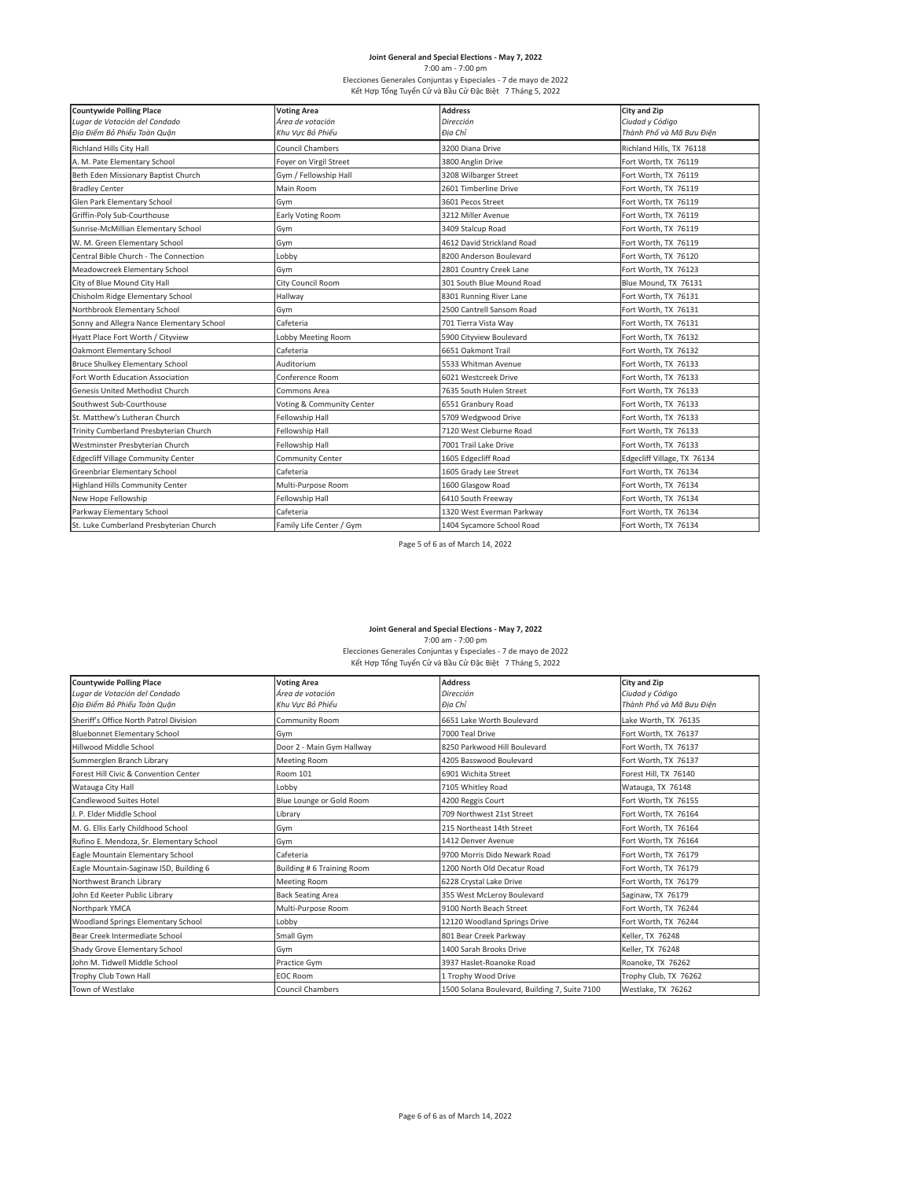**Joint General and Special Elections - May 7, 2022**

7:00 am - 7:00 pm

Elecciones Generales Conjuntas y Especiales - 7 de mayo de 2022

Kết Hợp Tổng Tuyển Cử và Bầu Cử Đặc Biệt 7 Tháng 5, 2022

| **Countywide Polling Place**<br>*Lugar de Votación del Condado*<br>*Địa Điểm Bỏ Phiếu Toàn Quận* | **Voting Area**<br>*Área de votación*<br>*Khu Vực Bỏ Phiếu* | **Address**<br>*Dirección*<br>*Địa Chỉ* | **City and Zip**<br>*Ciudad y Código*<br>*Thành Phố và Mã Bưu Điện* |
|---|---|---|---|
| Richland Hills City Hall | Council Chambers | 3200 Diana Drive | Richland Hills, TX 76118 |
| A. M. Pate Elementary School | Foyer on Virgil Street | 3800 Anglin Drive | Fort Worth, TX 76119 |
| Beth Eden Missionary Baptist Church | Gym / Fellowship Hall | 3208 Wilbarger Street | Fort Worth, TX 76119 |
| Bradley Center | Main Room | 2601 Timberline Drive | Fort Worth, TX 76119 |
| Glen Park Elementary School | Gym | 3601 Pecos Street | Fort Worth, TX 76119 |
| Griffin-Poly Sub-Courthouse | Early Voting Room | 3212 Miller Avenue | Fort Worth, TX 76119 |
| Sunrise-McMillian Elementary School | Gym | 3409 Stalcup Road | Fort Worth, TX 76119 |
| W. M. Green Elementary School | Gym | 4612 David Strickland Road | Fort Worth, TX 76119 |
| Central Bible Church - The Connection | Lobby | 8200 Anderson Boulevard | Fort Worth, TX 76120 |
| Meadowcreek Elementary School | Gym | 2801 Country Creek Lane | Fort Worth, TX 76123 |
| City of Blue Mound City Hall | City Council Room | 301 South Blue Mound Road | Blue Mound, TX 76131 |
| Chisholm Ridge Elementary School | Hallway | 8301 Running River Lane | Fort Worth, TX 76131 |
| Northbrook Elementary School | Gym | 2500 Cantrell Sansom Road | Fort Worth, TX 76131 |
| Sonny and Allegra Nance Elementary School | Cafeteria | 701 Tierra Vista Way | Fort Worth, TX 76131 |
| Hyatt Place Fort Worth / Cityview | Lobby Meeting Room | 5900 Cityview Boulevard | Fort Worth, TX 76132 |
| Oakmont Elementary School | Cafeteria | 6651 Oakmont Trail | Fort Worth, TX 76132 |
| Bruce Shulkey Elementary School | Auditorium | 5533 Whitman Avenue | Fort Worth, TX 76133 |
| Fort Worth Education Association | Conference Room | 6021 Westcreek Drive | Fort Worth, TX 76133 |
| Genesis United Methodist Church | Commons Area | 7635 South Hulen Street | Fort Worth, TX 76133 |
| Southwest Sub-Courthouse | Voting & Community Center | 6551 Granbury Road | Fort Worth, TX 76133 |
| St. Matthew's Lutheran Church | Fellowship Hall | 5709 Wedgwood Drive | Fort Worth, TX 76133 |
| Trinity Cumberland Presbyterian Church | Fellowship Hall | 7120 West Cleburne Road | Fort Worth, TX 76133 |
| Westminster Presbyterian Church | Fellowship Hall | 7001 Trail Lake Drive | Fort Worth, TX 76133 |
| Edgecliff Village Community Center | Community Center | 1605 Edgecliff Road | Edgecliff Village, TX 76134 |
| Greenbriar Elementary School | Cafeteria | 1605 Grady Lee Street | Fort Worth, TX 76134 |
| Highland Hills Community Center | Multi-Purpose Room | 1600 Glasgow Road | Fort Worth, TX 76134 |
| New Hope Fellowship | Fellowship Hall | 6410 South Freeway | Fort Worth, TX 76134 |
| Parkway Elementary School | Cafeteria | 1320 West Everman Parkway | Fort Worth, TX 76134 |
| St. Luke Cumberland Presbyterian Church | Family Life Center / Gym | 1404 Sycamore School Road | Fort Worth, TX 76134 |

Page 5 of 6 as of March 14, 2022

**Joint General and Special Elections - May 7, 2022**

7:00 am - 7:00 pm

Elecciones Generales Conjuntas y Especiales - 7 de mayo de 2022

Kết Hợp Tổng Tuyển Cử và Bầu Cử Đặc Biệt 7 Tháng 5, 2022

| **Countywide Polling Place**<br>*Lugar de Votación del Condado*<br>*Địa Điểm Bỏ Phiếu Toàn Quận* | **Voting Area**<br>*Área de votación*<br>*Khu Vực Bỏ Phiếu* | **Address**<br>*Dirección*<br>*Địa Chỉ* | **City and Zip**<br>*Ciudad y Código*<br>*Thành Phố và Mã Bưu Điện* |
|---|---|---|---|
| Sheriff's Office North Patrol Division | Community Room | 6651 Lake Worth Boulevard | Lake Worth, TX 76135 |
| Bluebonnet Elementary School | Gym | 7000 Teal Drive | Fort Worth, TX 76137 |
| Hillwood Middle School | Door 2 - Main Gym Hallway | 8250 Parkwood Hill Boulevard | Fort Worth, TX 76137 |
| Summerglen Branch Library | Meeting Room | 4205 Basswood Boulevard | Fort Worth, TX 76137 |
| Forest Hill Civic & Convention Center | Room 101 | 6901 Wichita Street | Forest Hill, TX 76140 |
| Watauga City Hall | Lobby | 7105 Whitley Road | Watauga, TX 76148 |
| Candlewood Suites Hotel | Blue Lounge or Gold Room | 4200 Reggis Court | Fort Worth, TX 76155 |
| J. P. Elder Middle School | Library | 709 Northwest 21st Street | Fort Worth, TX 76164 |
| M. G. Ellis Early Childhood School | Gym | 215 Northeast 14th Street | Fort Worth, TX 76164 |
| Rufino E. Mendoza, Sr. Elementary School | Gym | 1412 Denver Avenue | Fort Worth, TX 76164 |
| Eagle Mountain Elementary School | Cafeteria | 9700 Morris Dido Newark Road | Fort Worth, TX 76179 |
| Eagle Mountain-Saginaw ISD, Building 6 | Building # 6 Training Room | 1200 North Old Decatur Road | Fort Worth, TX 76179 |
| Northwest Branch Library | Meeting Room | 6228 Crystal Lake Drive | Fort Worth, TX 76179 |
| John Ed Keeter Public Library | Back Seating Area | 355 West McLeroy Boulevard | Saginaw, TX 76179 |
| Northpark YMCA | Multi-Purpose Room | 9100 North Beach Street | Fort Worth, TX 76244 |
| Woodland Springs Elementary School | Lobby | 12120 Woodland Springs Drive | Fort Worth, TX 76244 |
| Bear Creek Intermediate School | Small Gym | 801 Bear Creek Parkway | Keller, TX 76248 |
| Shady Grove Elementary School | Gym | 1400 Sarah Brooks Drive | Keller, TX 76248 |
| John M. Tidwell Middle School | Practice Gym | 3937 Haslet-Roanoke Road | Roanoke, TX 76262 |
| Trophy Club Town Hall | EOC Room | 1 Trophy Wood Drive | Trophy Club, TX 76262 |
| Town of Westlake | Council Chambers | 1500 Solana Boulevard, Building 7, Suite 7100 | Westlake, TX 76262 |

Page 6 of 6 as of March 14, 2022